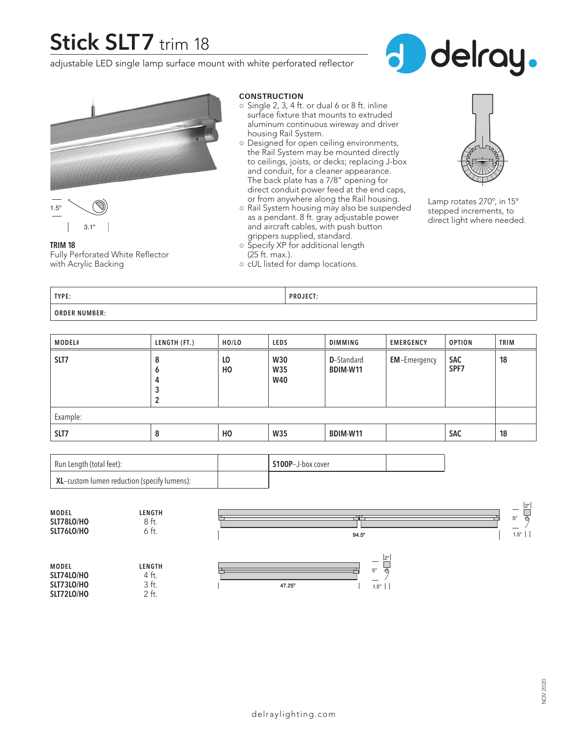# Stick SLT7 trim 18

adjustable LED single lamp surface mount with white perforated reflector

1.5"

3.1"

**TRIM 18**
Fully Perforated White Reflector with Acrylic Backing

**CONSTRUCTION**

- Single 2, 3, 4 ft. or dual 6 or 8 ft. inline surface fixture that mounts to extruded aluminum continuous wireway and driver housing Rail System.
- Designed for open ceiling environments, the Rail System may be mounted directly to ceilings, joists, or decks; replacing J-box and conduit, for a cleaner appearance. The back plate has a 7/8" opening for direct conduit power feed at the end caps, or from anywhere along the Rail housing.
- Rail System housing may also be suspended as a pendant. 8 ft. gray adjustable power and aircraft cables, with push button grippers supplied, standard.
- Specify XP for additional length (25 ft. max.).
- cUL listed for damp locations.

Lamp rotates 270º, in 15º stepped increments, to direct light where needed.

| TYPE: | PROJECT: |
|---|---|
| ORDER NUMBER: | |

| MODEL# | LENGTH (FT.) | HO/LO | LEDS | DIMMING | EMERGENCY | OPTION | TRIM |
|---|---|---|---|---|---|---|---|
| SLT7 | 8<br>6<br>4<br>3<br>2 | LO<br>HO | W30<br>W35<br>W40 | D-Standard<br>BDIM-W11 | EM-Emergency | SAC<br>SPF7 | 18 |
| Example: | | | | | | | |
| SLT7 | 8 | HO | W35 | BDIM-W11 | | SAC | 18 |

| Run Length (total feet): | | S100P–J-box cover | |
|---|---|---|---|
| XL–custom lumen reduction (specify lumens): | | | |

| MODEL | LENGTH |
|---|---|
| SLT78LO/HO | 8 ft. |
| SLT76LO/HO | 6 ft. |

94.5" | 2" | 5" | 1.5"

| MODEL | LENGTH |
|---|---|
| SLT74LO/HO | 4 ft. |
| SLT73LO/HO | 3 ft. |
| SLT72LO/HO | 2 ft. |

47.25" | 2" | 5" | 1.5"

delraylighting.com

NOV 2020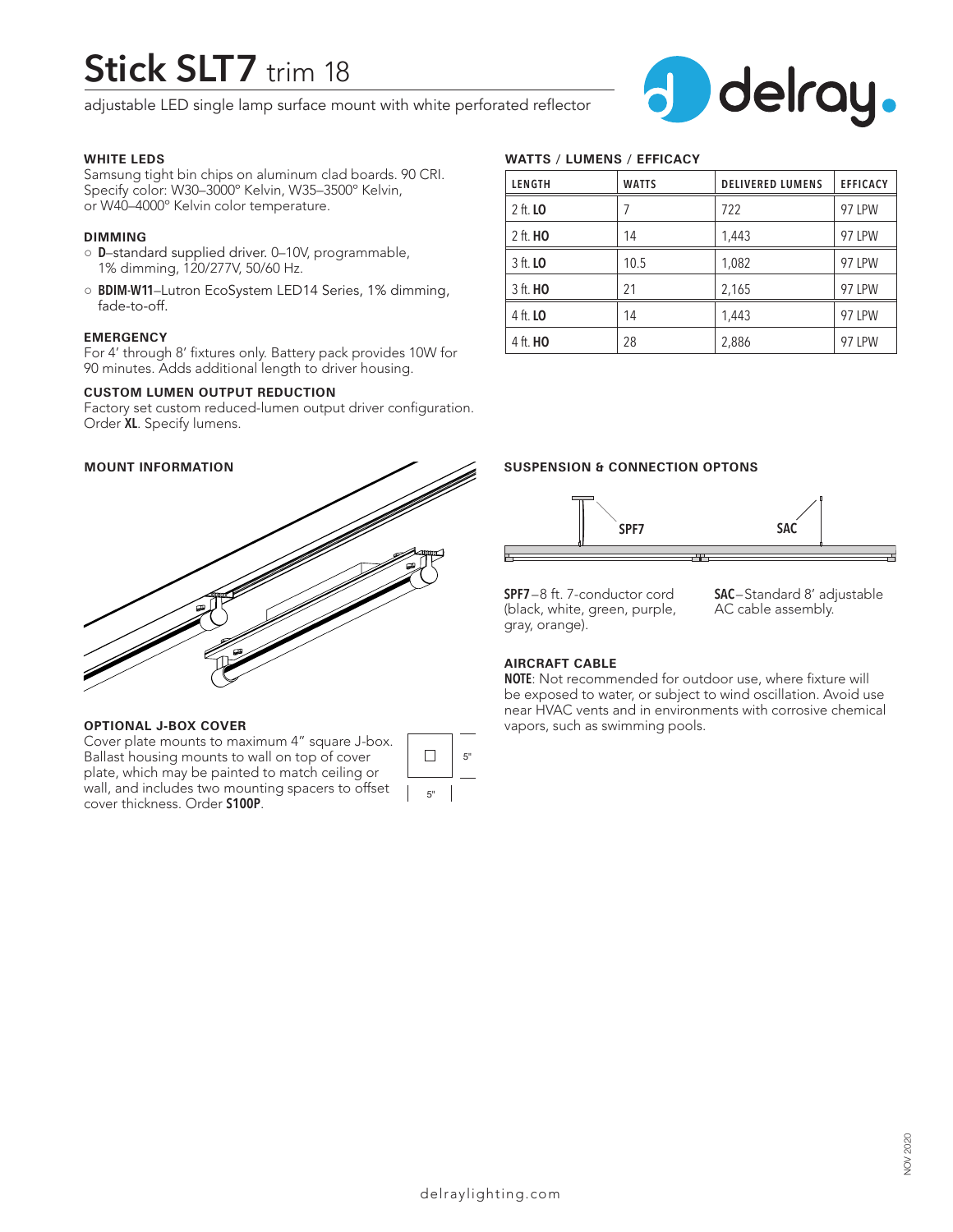# Stick SLT7 trim 18

adjustable LED single lamp surface mount with white perforated reflector

### WHITE LEDS

Samsung tight bin chips on aluminum clad boards. 90 CRI. Specify color: W30–3000° Kelvin, W35–3500° Kelvin, or W40–4000° Kelvin color temperature.

### DIMMING

- **D**–standard supplied driver. 0–10V, programmable, 1% dimming, 120/277V, 50/60 Hz.
- **BDIM-W11**–Lutron EcoSystem LED14 Series, 1% dimming, fade-to-off.

### EMERGENCY

For 4' through 8' fixtures only. Battery pack provides 10W for 90 minutes. Adds additional length to driver housing.

### CUSTOM LUMEN OUTPUT REDUCTION

Factory set custom reduced-lumen output driver configuration. Order **XL**. Specify lumens.

### WATTS / LUMENS / EFFICACY

| LENGTH | WATTS | DELIVERED LUMENS | EFFICACY |
|---|---|---|---|
| 2 ft. **LO** | 7 | 722 | 97 LPW |
| 2 ft. **HO** | 14 | 1,443 | 97 LPW |
| 3 ft. **LO** | 10.5 | 1,082 | 97 LPW |
| 3 ft. **HO** | 21 | 2,165 | 97 LPW |
| 4 ft. **LO** | 14 | 1,443 | 97 LPW |
| 4 ft. **HO** | 28 | 2,886 | 97 LPW |

### MOUNT INFORMATION

### OPTIONAL J-BOX COVER

Cover plate mounts to maximum 4" square J-box. Ballast housing mounts to wall on top of cover plate, which may be painted to match ceiling or wall, and includes two mounting spacers to offset cover thickness. Order **S100P**.

5"

5"

### SUSPENSION & CONNECTION OPTONS

SPF7

SAC

**SPF7**–8 ft. 7-conductor cord (black, white, green, purple, gray, orange).

**SAC**–Standard 8' adjustable AC cable assembly.

### AIRCRAFT CABLE

**NOTE**: Not recommended for outdoor use, where fixture will be exposed to water, or subject to wind oscillation. Avoid use near HVAC vents and in environments with corrosive chemical vapors, such as swimming pools.

delraylighting.com

NOV 2020